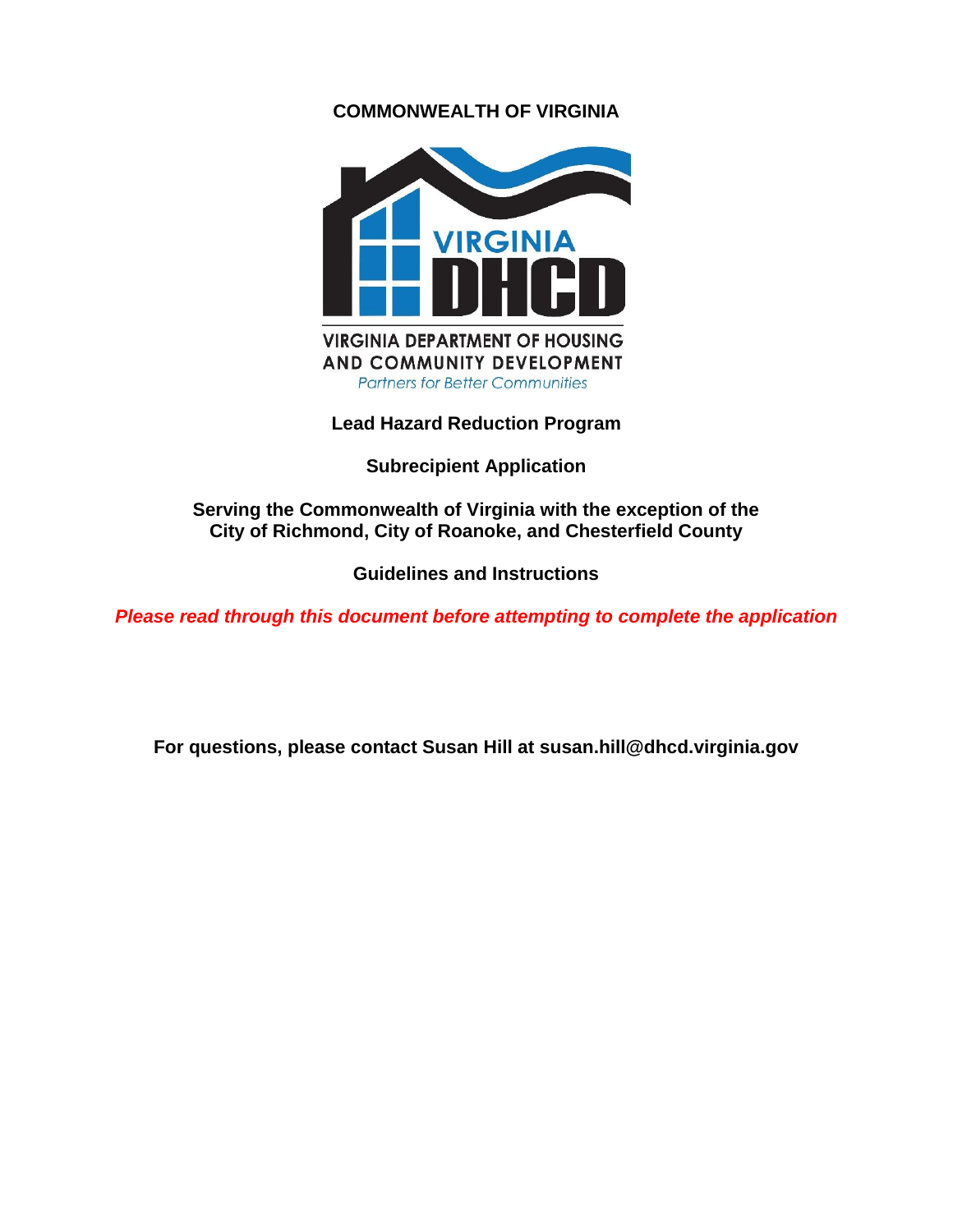**COMMONWEALTH OF VIRGINIA**

VIRGINIA DHCD

VIRGINIA DEPARTMENT OF HOUSING AND COMMUNITY DEVELOPMENT

*Partners for Better Communities*

# Lead Hazard Reduction Program

## Subrecipient Application

**Serving the Commonwealth of Virginia with the exception of the City of Richmond, City of Roanoke, and Chesterfield County**

**Guidelines and Instructions**

***Please read through this document before attempting to complete the application***

**For questions, please contact Susan Hill at susan.hill@dhcd.virginia.gov**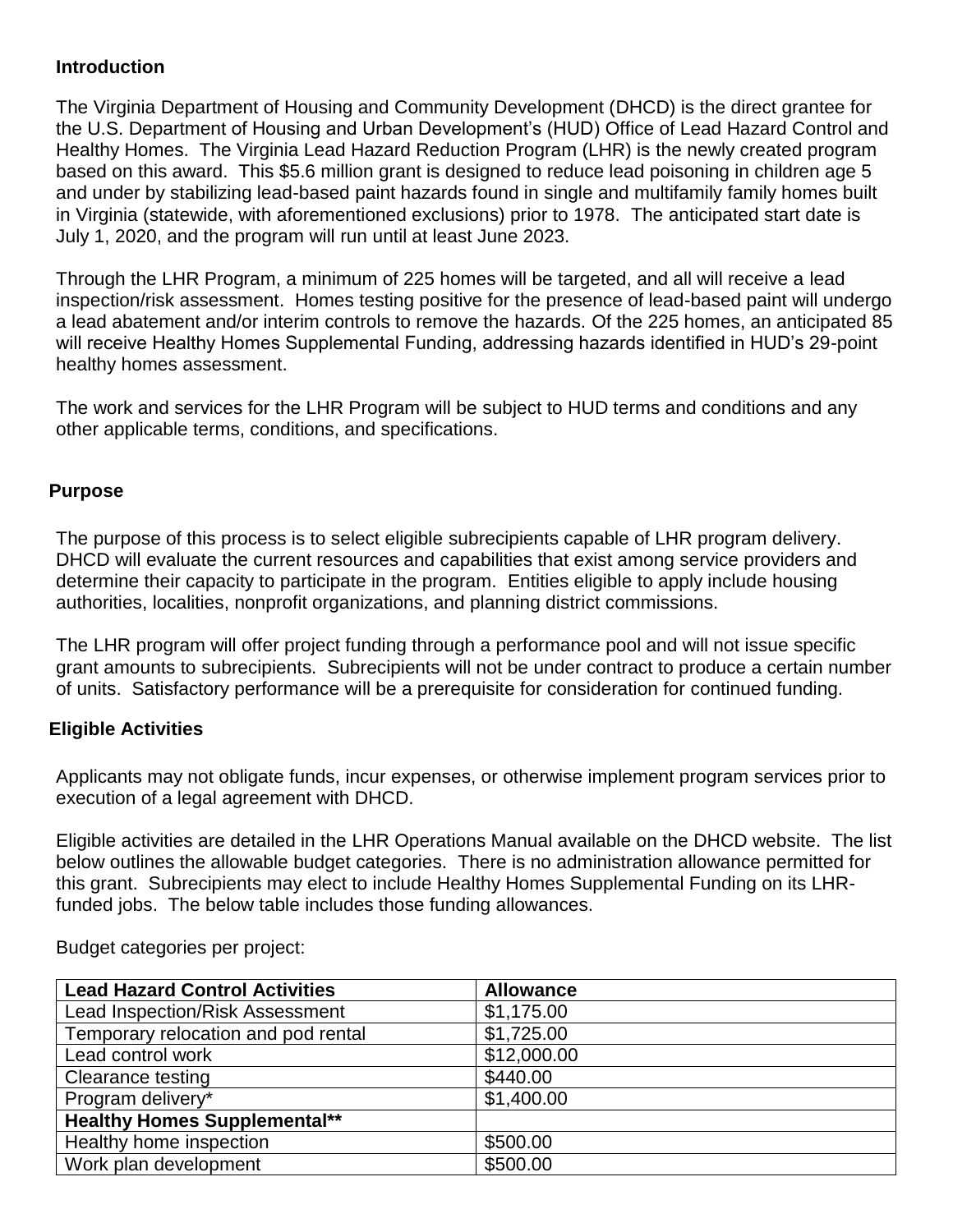## Introduction

The Virginia Department of Housing and Community Development (DHCD) is the direct grantee for the U.S. Department of Housing and Urban Development's (HUD) Office of Lead Hazard Control and Healthy Homes. The Virginia Lead Hazard Reduction Program (LHR) is the newly created program based on this award. This $5.6 million grant is designed to reduce lead poisoning in children age 5 and under by stabilizing lead-based paint hazards found in single and multifamily family homes built in Virginia (statewide, with aforementioned exclusions) prior to 1978. The anticipated start date is July 1, 2020, and the program will run until at least June 2023.

Through the LHR Program, a minimum of 225 homes will be targeted, and all will receive a lead inspection/risk assessment. Homes testing positive for the presence of lead-based paint will undergo a lead abatement and/or interim controls to remove the hazards. Of the 225 homes, an anticipated 85 will receive Healthy Homes Supplemental Funding, addressing hazards identified in HUD's 29-point healthy homes assessment.

The work and services for the LHR Program will be subject to HUD terms and conditions and any other applicable terms, conditions, and specifications.

## Purpose

The purpose of this process is to select eligible subrecipients capable of LHR program delivery. DHCD will evaluate the current resources and capabilities that exist among service providers and determine their capacity to participate in the program. Entities eligible to apply include housing authorities, localities, nonprofit organizations, and planning district commissions.

The LHR program will offer project funding through a performance pool and will not issue specific grant amounts to subrecipients. Subrecipients will not be under contract to produce a certain number of units. Satisfactory performance will be a prerequisite for consideration for continued funding.

## Eligible Activities

Applicants may not obligate funds, incur expenses, or otherwise implement program services prior to execution of a legal agreement with DHCD.

Eligible activities are detailed in the LHR Operations Manual available on the DHCD website. The list below outlines the allowable budget categories. There is no administration allowance permitted for this grant. Subrecipients may elect to include Healthy Homes Supplemental Funding on its LHR-funded jobs. The below table includes those funding allowances.

Budget categories per project:

| **Lead Hazard Control Activities** | **Allowance** |
|---|---|
| Lead Inspection/Risk Assessment | $1,175.00 |
| Temporary relocation and pod rental | $1,725.00 |
| Lead control work | $12,000.00 |
| Clearance testing | $440.00 |
| Program delivery* | $1,400.00 |
| **Healthy Homes Supplemental**** | |
| Healthy home inspection | $500.00 |
| Work plan development | $500.00 |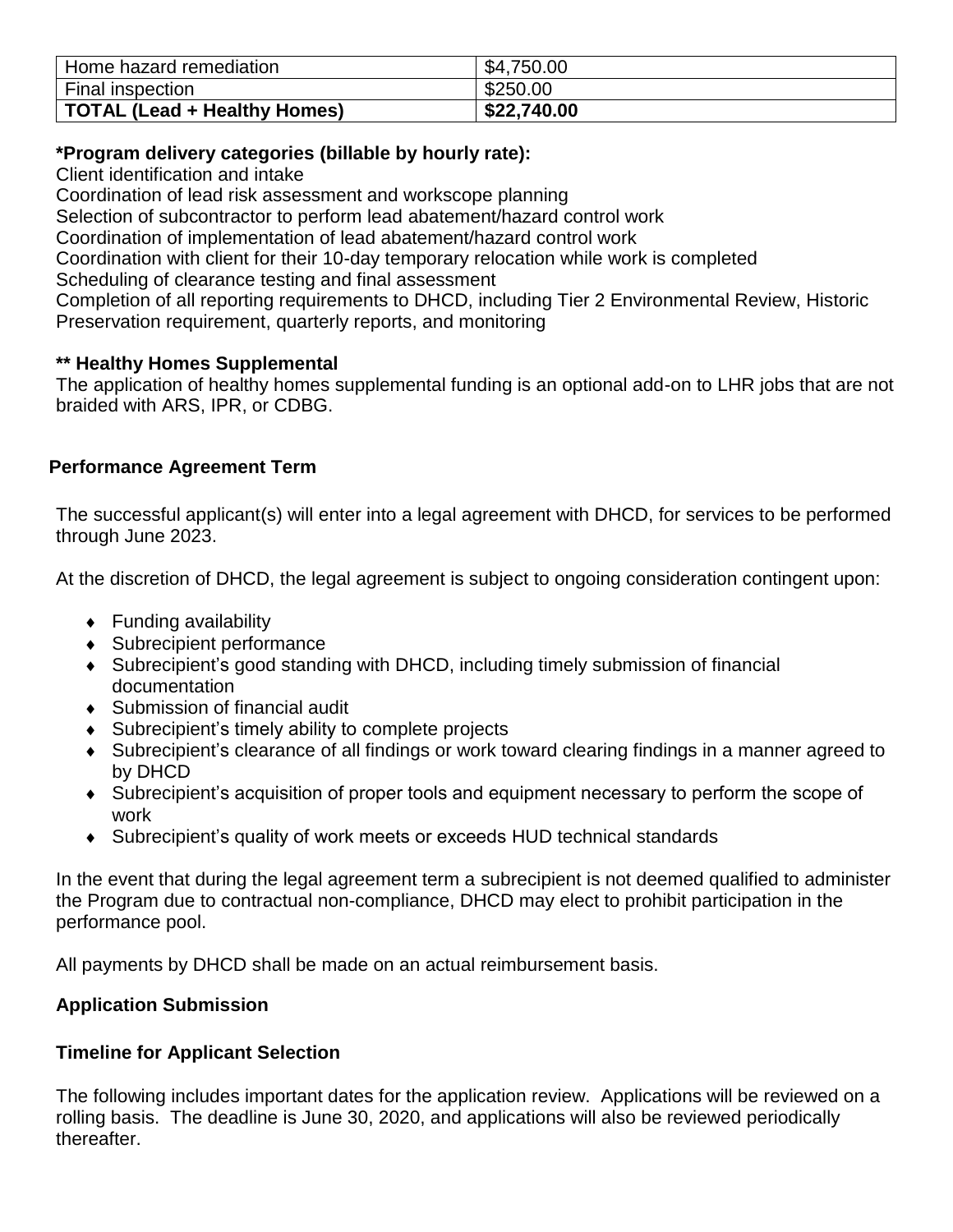| Home hazard remediation | $4,750.00 |
|---|---|
| Final inspection | $250.00 |
| **TOTAL (Lead + Healthy Homes)** | **$22,740.00** |

**\*Program delivery categories (billable by hourly rate):**

Client identification and intake
Coordination of lead risk assessment and workscope planning
Selection of subcontractor to perform lead abatement/hazard control work
Coordination of implementation of lead abatement/hazard control work
Coordination with client for their 10-day temporary relocation while work is completed
Scheduling of clearance testing and final assessment
Completion of all reporting requirements to DHCD, including Tier 2 Environmental Review, Historic Preservation requirement, quarterly reports, and monitoring

**\*\* Healthy Homes Supplemental**

The application of healthy homes supplemental funding is an optional add-on to LHR jobs that are not braided with ARS, IPR, or CDBG.

## Performance Agreement Term

The successful applicant(s) will enter into a legal agreement with DHCD, for services to be performed through June 2023.

At the discretion of DHCD, the legal agreement is subject to ongoing consideration contingent upon:

- Funding availability
- Subrecipient performance
- Subrecipient's good standing with DHCD, including timely submission of financial documentation
- Submission of financial audit
- Subrecipient's timely ability to complete projects
- Subrecipient's clearance of all findings or work toward clearing findings in a manner agreed to by DHCD
- Subrecipient's acquisition of proper tools and equipment necessary to perform the scope of work
- Subrecipient's quality of work meets or exceeds HUD technical standards

In the event that during the legal agreement term a subrecipient is not deemed qualified to administer the Program due to contractual non-compliance, DHCD may elect to prohibit participation in the performance pool.

All payments by DHCD shall be made on an actual reimbursement basis.

## Application Submission

## Timeline for Applicant Selection

The following includes important dates for the application review. Applications will be reviewed on a rolling basis. The deadline is June 30, 2020, and applications will also be reviewed periodically thereafter.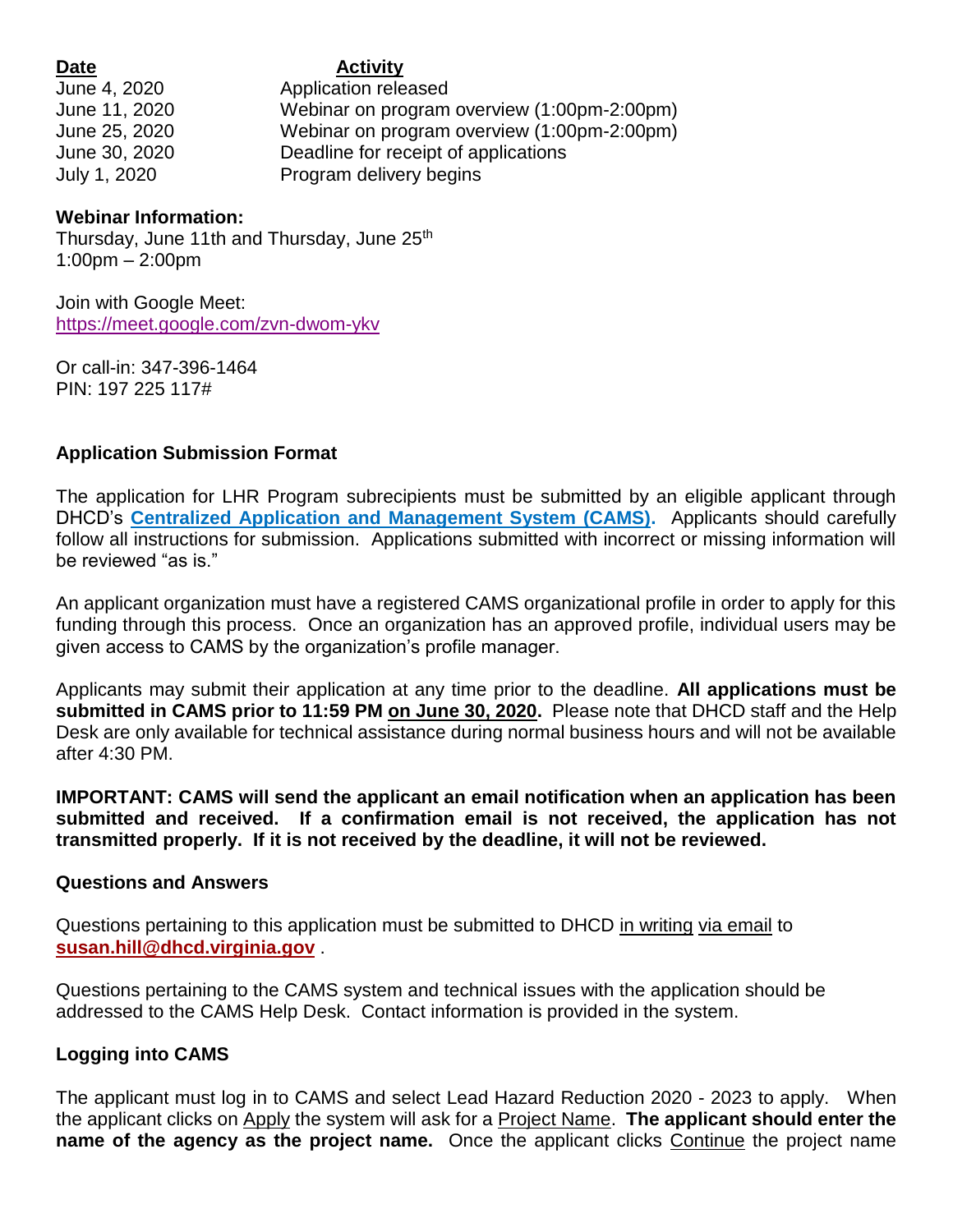| Date | Activity |
|---|---|
| June 4, 2020 | Application released |
| June 11, 2020 | Webinar on program overview (1:00pm-2:00pm) |
| June 25, 2020 | Webinar on program overview (1:00pm-2:00pm) |
| June 30, 2020 | Deadline for receipt of applications |
| July 1, 2020 | Program delivery begins |

**Webinar Information:**
Thursday, June 11th and Thursday, June 25th
1:00pm – 2:00pm

Join with Google Meet:
https://meet.google.com/zvn-dwom-ykv

Or call-in: 347-396-1464
PIN: 197 225 117#

**Application Submission Format**

The application for LHR Program subrecipients must be submitted by an eligible applicant through DHCD's **Centralized Application and Management System (CAMS).** Applicants should carefully follow all instructions for submission. Applications submitted with incorrect or missing information will be reviewed "as is."

An applicant organization must have a registered CAMS organizational profile in order to apply for this funding through this process. Once an organization has an approved profile, individual users may be given access to CAMS by the organization's profile manager.

Applicants may submit their application at any time prior to the deadline. **All applications must be submitted in CAMS prior to 11:59 PM on June 30, 2020.** Please note that DHCD staff and the Help Desk are only available for technical assistance during normal business hours and will not be available after 4:30 PM.

**IMPORTANT: CAMS will send the applicant an email notification when an application has been submitted and received. If a confirmation email is not received, the application has not transmitted properly. If it is not received by the deadline, it will not be reviewed.**

**Questions and Answers**

Questions pertaining to this application must be submitted to DHCD in writing via email to **susan.hill@dhcd.virginia.gov** .

Questions pertaining to the CAMS system and technical issues with the application should be addressed to the CAMS Help Desk. Contact information is provided in the system.

**Logging into CAMS**

The applicant must log in to CAMS and select Lead Hazard Reduction 2020 - 2023 to apply. When the applicant clicks on Apply the system will ask for a Project Name. **The applicant should enter the name of the agency as the project name.** Once the applicant clicks Continue the project name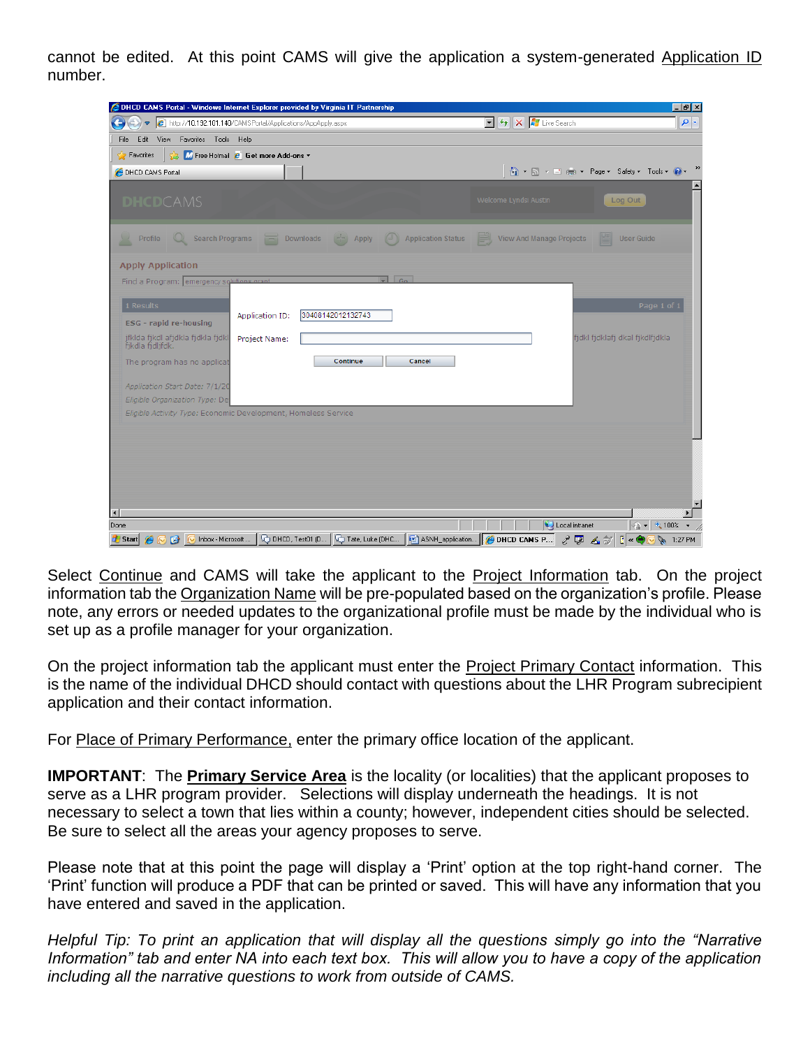cannot be edited. At this point CAMS will give the application a system-generated Application ID number.

Select Continue and CAMS will take the applicant to the Project Information tab. On the project information tab the Organization Name will be pre-populated based on the organization's profile. Please note, any errors or needed updates to the organizational profile must be made by the individual who is set up as a profile manager for your organization.

On the project information tab the applicant must enter the Project Primary Contact information. This is the name of the individual DHCD should contact with questions about the LHR Program subrecipient application and their contact information.

For Place of Primary Performance, enter the primary office location of the applicant.

**IMPORTANT**: The **Primary Service Area** is the locality (or localities) that the applicant proposes to serve as a LHR program provider. Selections will display underneath the headings. It is not necessary to select a town that lies within a county; however, independent cities should be selected. Be sure to select all the areas your agency proposes to serve.

Please note that at this point the page will display a 'Print' option at the top right-hand corner. The 'Print' function will produce a PDF that can be printed or saved. This will have any information that you have entered and saved in the application.

*Helpful Tip: To print an application that will display all the questions simply go into the "Narrative Information" tab and enter NA into each text box. This will allow you to have a copy of the application including all the narrative questions to work from outside of CAMS.*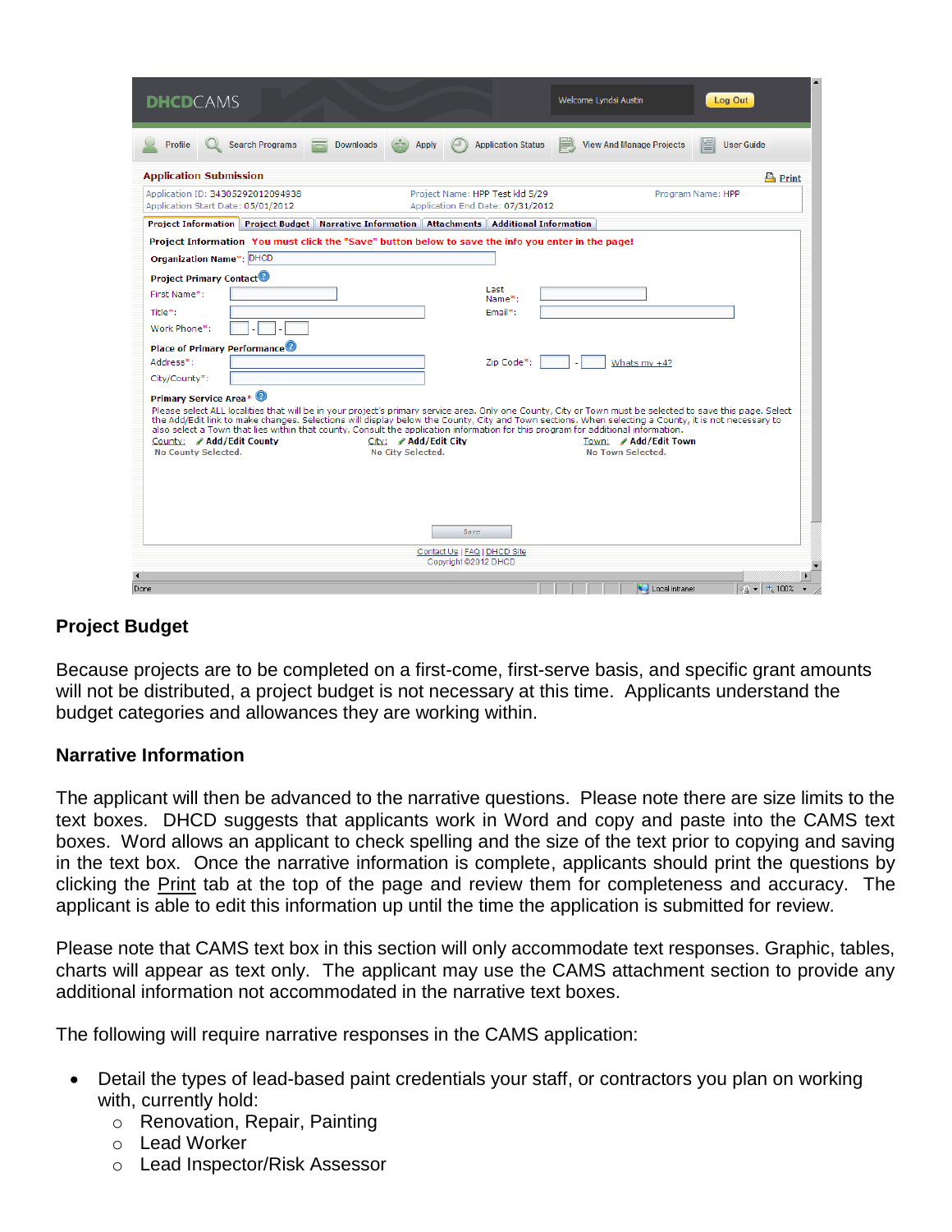DHCDCAMS

Welcome Lyndsi Austin Log Out

Profile | Search Programs | Downloads | Apply | Application Status | View And Manage Projects | User Guide

**Application Submission** Print

Application ID: 34305292012094938 Project Name: HPP Test kld 5/29 Program Name: HPP
Application Start Date: 05/01/2012 Application End Date: 07/31/2012

Project Information | Project Budget | Narrative Information | Attachments | Additional Information

**Project Information** You must click the "Save" button below to save the info you enter in the page!

**Organization Name*:** DHCD

**Project Primary Contact**

First Name*: Last Name*:
Title*: Email*:
Work Phone*:

**Place of Primary Performance**

Address*: Zip Code*: Whats my +4?
City/County*:

**Primary Service Area***

Please select ALL localities that will be in your project's primary service area. Only one County, City or Town must be selected to save this page. Select the Add/Edit link to make changes. Selections will display below the County, City and Town sections. When selecting a County, it is not necessary to also select a Town that lies within that county. Consult the application information for this program for additional information.

County: Add/Edit County — No County Selected.
City: Add/Edit City — No City Selected.
Town: Add/Edit Town — No Town Selected.

Save

Contact Us | FAQ | DHCD Site
Copyright ©2012 DHCD

## Project Budget

Because projects are to be completed on a first-come, first-serve basis, and specific grant amounts will not be distributed, a project budget is not necessary at this time. Applicants understand the budget categories and allowances they are working within.

## Narrative Information

The applicant will then be advanced to the narrative questions. Please note there are size limits to the text boxes. DHCD suggests that applicants work in Word and copy and paste into the CAMS text boxes. Word allows an applicant to check spelling and the size of the text prior to copying and saving in the text box. Once the narrative information is complete, applicants should print the questions by clicking the Print tab at the top of the page and review them for completeness and accuracy. The applicant is able to edit this information up until the time the application is submitted for review.

Please note that CAMS text box in this section will only accommodate text responses. Graphic, tables, charts will appear as text only. The applicant may use the CAMS attachment section to provide any additional information not accommodated in the narrative text boxes.

The following will require narrative responses in the CAMS application:

- Detail the types of lead-based paint credentials your staff, or contractors you plan on working with, currently hold:
    - Renovation, Repair, Painting
    - Lead Worker
    - Lead Inspector/Risk Assessor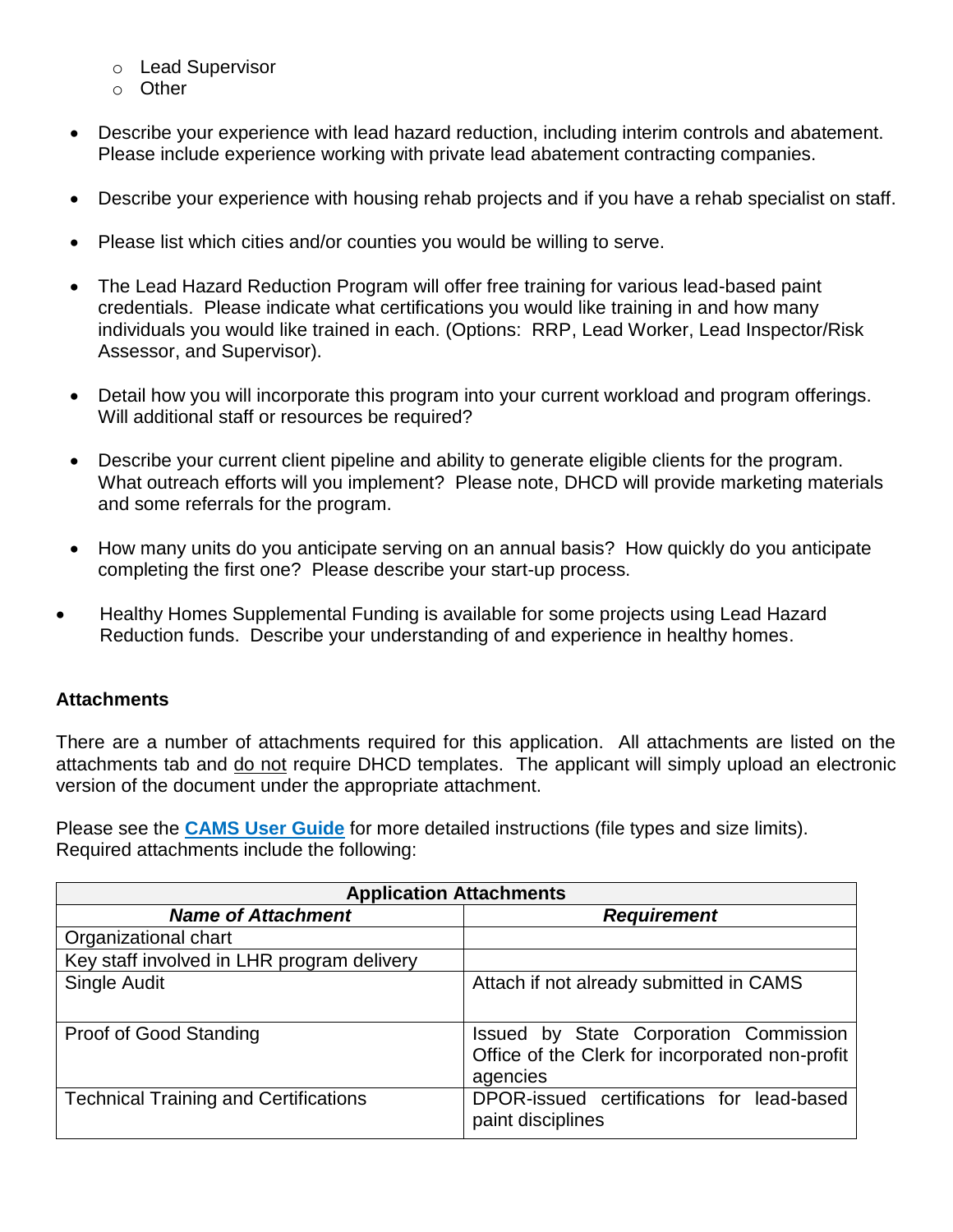- Lead Supervisor
  - Other

- Describe your experience with lead hazard reduction, including interim controls and abatement. Please include experience working with private lead abatement contracting companies.

- Describe your experience with housing rehab projects and if you have a rehab specialist on staff.

- Please list which cities and/or counties you would be willing to serve.

- The Lead Hazard Reduction Program will offer free training for various lead-based paint credentials. Please indicate what certifications you would like training in and how many individuals you would like trained in each. (Options: RRP, Lead Worker, Lead Inspector/Risk Assessor, and Supervisor).

- Detail how you will incorporate this program into your current workload and program offerings. Will additional staff or resources be required?

- Describe your current client pipeline and ability to generate eligible clients for the program. What outreach efforts will you implement? Please note, DHCD will provide marketing materials and some referrals for the program.

- How many units do you anticipate serving on an annual basis? How quickly do you anticipate completing the first one? Please describe your start-up process.

- Healthy Homes Supplemental Funding is available for some projects using Lead Hazard Reduction funds. Describe your understanding of and experience in healthy homes.

**Attachments**

There are a number of attachments required for this application. All attachments are listed on the attachments tab and do not require DHCD templates. The applicant will simply upload an electronic version of the document under the appropriate attachment.

Please see the **CAMS User Guide** for more detailed instructions (file types and size limits). Required attachments include the following:

| Application Attachments | |
|---|---|
| ***Name of Attachment*** | ***Requirement*** |
| Organizational chart | |
| Key staff involved in LHR program delivery | |
| Single Audit | Attach if not already submitted in CAMS |
| Proof of Good Standing | Issued by State Corporation Commission Office of the Clerk for incorporated non-profit agencies |
| Technical Training and Certifications | DPOR-issued certifications for lead-based paint disciplines |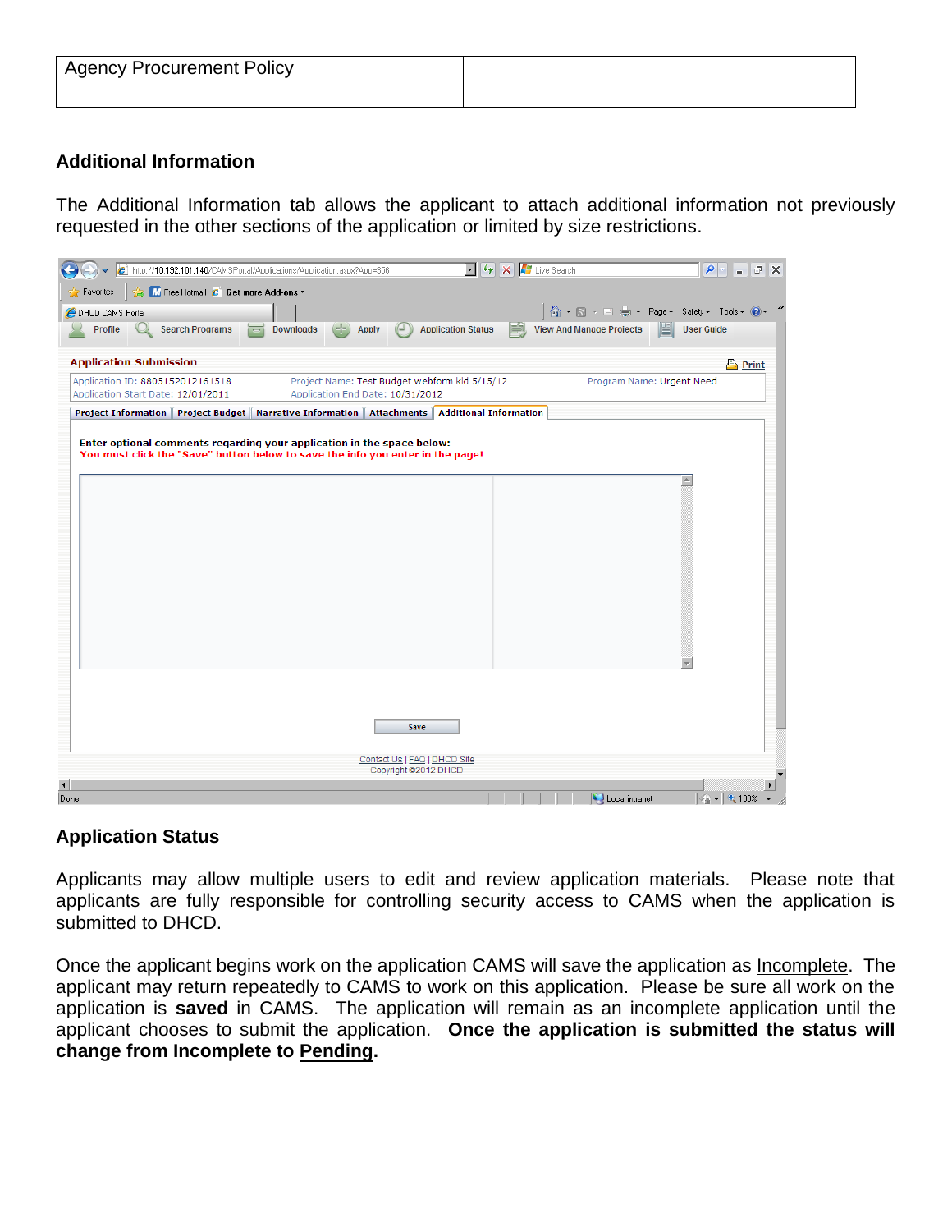| Agency Procurement Policy | |
|---|---|

## Additional Information

The Additional Information tab allows the applicant to attach additional information not previously requested in the other sections of the application or limited by size restrictions.

## Application Status

Applicants may allow multiple users to edit and review application materials. Please note that applicants are fully responsible for controlling security access to CAMS when the application is submitted to DHCD.

Once the applicant begins work on the application CAMS will save the application as Incomplete. The applicant may return repeatedly to CAMS to work on this application. Please be sure all work on the application is **saved** in CAMS. The application will remain as an incomplete application until the applicant chooses to submit the application. **Once the application is submitted the status will change from Incomplete to Pending.**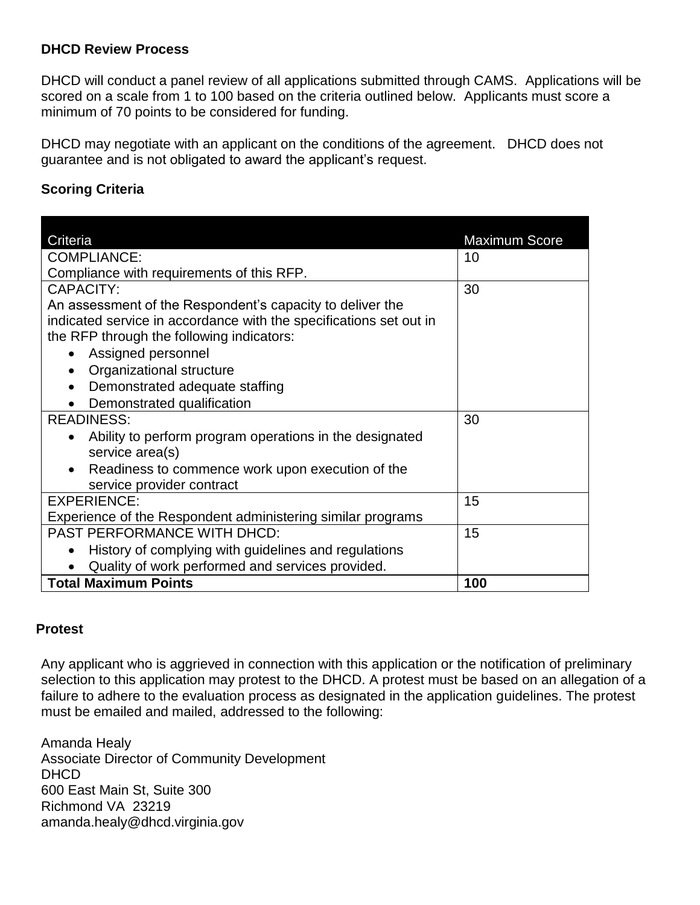**DHCD Review Process**

DHCD will conduct a panel review of all applications submitted through CAMS. Applications will be scored on a scale from 1 to 100 based on the criteria outlined below. Applicants must score a minimum of 70 points to be considered for funding.

DHCD may negotiate with an applicant on the conditions of the agreement. DHCD does not guarantee and is not obligated to award the applicant's request.

**Scoring Criteria**

| Criteria | Maximum Score |
|---|---|
| COMPLIANCE:<br>Compliance with requirements of this RFP. | 10 |
| CAPACITY:<br>An assessment of the Respondent's capacity to deliver the indicated service in accordance with the specifications set out in the RFP through the following indicators:<br>• Assigned personnel<br>• Organizational structure<br>• Demonstrated adequate staffing<br>• Demonstrated qualification | 30 |
| READINESS:<br>• Ability to perform program operations in the designated service area(s)<br>• Readiness to commence work upon execution of the service provider contract | 30 |
| EXPERIENCE:<br>Experience of the Respondent administering similar programs | 15 |
| PAST PERFORMANCE WITH DHCD:<br>• History of complying with guidelines and regulations<br>• Quality of work performed and services provided. | 15 |
| **Total Maximum Points** | **100** |

**Protest**

Any applicant who is aggrieved in connection with this application or the notification of preliminary selection to this application may protest to the DHCD. A protest must be based on an allegation of a failure to adhere to the evaluation process as designated in the application guidelines. The protest must be emailed and mailed, addressed to the following:

Amanda Healy
Associate Director of Community Development
DHCD
600 East Main St, Suite 300
Richmond VA 23219
amanda.healy@dhcd.virginia.gov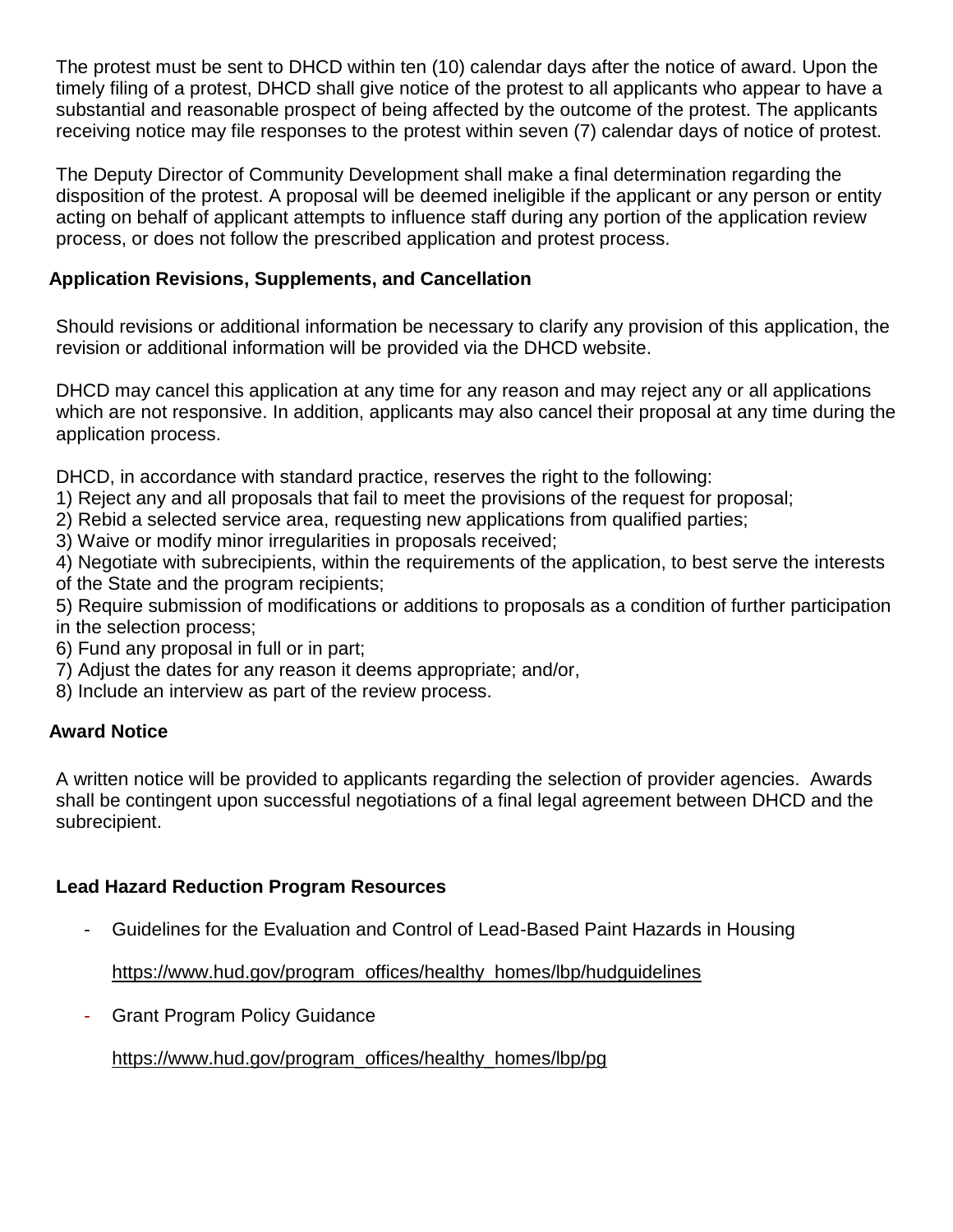The protest must be sent to DHCD within ten (10) calendar days after the notice of award. Upon the timely filing of a protest, DHCD shall give notice of the protest to all applicants who appear to have a substantial and reasonable prospect of being affected by the outcome of the protest. The applicants receiving notice may file responses to the protest within seven (7) calendar days of notice of protest.

The Deputy Director of Community Development shall make a final determination regarding the disposition of the protest. A proposal will be deemed ineligible if the applicant or any person or entity acting on behalf of applicant attempts to influence staff during any portion of the application review process, or does not follow the prescribed application and protest process.

**Application Revisions, Supplements, and Cancellation**

Should revisions or additional information be necessary to clarify any provision of this application, the revision or additional information will be provided via the DHCD website.

DHCD may cancel this application at any time for any reason and may reject any or all applications which are not responsive. In addition, applicants may also cancel their proposal at any time during the application process.

DHCD, in accordance with standard practice, reserves the right to the following:

1) Reject any and all proposals that fail to meet the provisions of the request for proposal;
2) Rebid a selected service area, requesting new applications from qualified parties;
3) Waive or modify minor irregularities in proposals received;
4) Negotiate with subrecipients, within the requirements of the application, to best serve the interests of the State and the program recipients;
5) Require submission of modifications or additions to proposals as a condition of further participation in the selection process;
6) Fund any proposal in full or in part;
7) Adjust the dates for any reason it deems appropriate; and/or,
8) Include an interview as part of the review process.

**Award Notice**

A written notice will be provided to applicants regarding the selection of provider agencies. Awards shall be contingent upon successful negotiations of a final legal agreement between DHCD and the subrecipient.

**Lead Hazard Reduction Program Resources**

- Guidelines for the Evaluation and Control of Lead-Based Paint Hazards in Housing

  https://www.hud.gov/program_offices/healthy_homes/lbp/hudguidelines

- Grant Program Policy Guidance

  https://www.hud.gov/program_offices/healthy_homes/lbp/pg